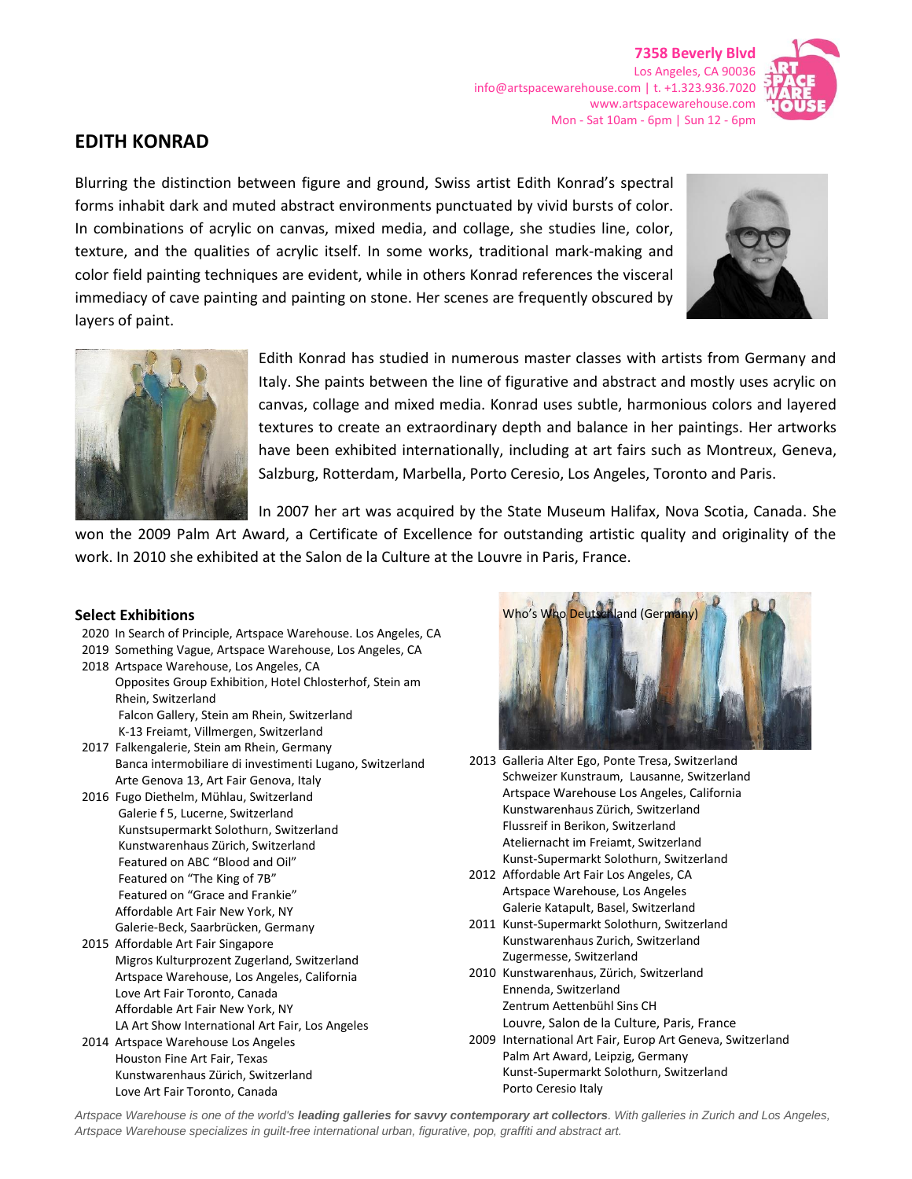**7358 Beverly Blvd**
Los Angeles, CA 90036
info@artspacewarehouse.com | t. +1.323.936.7020
www.artspacewarehouse.com
Mon - Sat 10am - 6pm | Sun 12 - 6pm

# EDITH KONRAD

Blurring the distinction between figure and ground, Swiss artist Edith Konrad's spectral forms inhabit dark and muted abstract environments punctuated by vivid bursts of color. In combinations of acrylic on canvas, mixed media, and collage, she studies line, color, texture, and the qualities of acrylic itself. In some works, traditional mark-making and color field painting techniques are evident, while in others Konrad references the visceral immediacy of cave painting and painting on stone. Her scenes are frequently obscured by layers of paint.

Edith Konrad has studied in numerous master classes with artists from Germany and Italy. She paints between the line of figurative and abstract and mostly uses acrylic on canvas, collage and mixed media. Konrad uses subtle, harmonious colors and layered textures to create an extraordinary depth and balance in her paintings. Her artworks have been exhibited internationally, including at art fairs such as Montreux, Geneva, Salzburg, Rotterdam, Marbella, Porto Ceresio, Los Angeles, Toronto and Paris.

In 2007 her art was acquired by the State Museum Halifax, Nova Scotia, Canada. She won the 2009 Palm Art Award, a Certificate of Excellence for outstanding artistic quality and originality of the work. In 2010 she exhibited at the Salon de la Culture at the Louvre in Paris, France.

## Select Exhibitions

2020 In Search of Principle, Artspace Warehouse. Los Angeles, CA

2019 Something Vague, Artspace Warehouse, Los Angeles, CA

2018 Artspace Warehouse, Los Angeles, CA
- Opposites Group Exhibition, Hotel Chlosterhof, Stein am Rhein, Switzerland
- Falcon Gallery, Stein am Rhein, Switzerland
- K-13 Freiamt, Villmergen, Switzerland

2017 Falkengalerie, Stein am Rhein, Germany
- Banca intermobiliare di investimenti Lugano, Switzerland
- Arte Genova 13, Art Fair Genova, Italy

2016 Fugo Diethelm, Mühlau, Switzerland
- Galerie f 5, Lucerne, Switzerland
- Kunstsupermarkt Solothurn, Switzerland
- Kunstwarenhaus Zürich, Switzerland
- Featured on ABC "Blood and Oil"
- Featured on "The King of 7B"
- Featured on "Grace and Frankie"
- Affordable Art Fair New York, NY
- Galerie-Beck, Saarbrücken, Germany

2015 Affordable Art Fair Singapore
- Migros Kulturprozent Zugerland, Switzerland
- Artspace Warehouse, Los Angeles, California
- Love Art Fair Toronto, Canada
- Affordable Art Fair New York, NY
- LA Art Show International Art Fair, Los Angeles

2014 Artspace Warehouse Los Angeles
- Houston Fine Art Fair, Texas
- Kunstwarenhaus Zürich, Switzerland
- Love Art Fair Toronto, Canada
- Who's Who Deutschland (Germany)

2013 Galleria Alter Ego, Ponte Tresa, Switzerland
- Schweizer Kunstraum, Lausanne, Switzerland
- Artspace Warehouse Los Angeles, California
- Kunstwarenhaus Zürich, Switzerland
- Flussreif in Berikon, Switzerland
- Ateliernacht im Freiamt, Switzerland
- Kunst-Supermarkt Solothurn, Switzerland

2012 Affordable Art Fair Los Angeles, CA
- Artspace Warehouse, Los Angeles
- Galerie Katapult, Basel, Switzerland

2011 Kunst-Supermarkt Solothurn, Switzerland
- Kunstwarenhaus Zurich, Switzerland
- Zugermesse, Switzerland

2010 Kunstwarenhaus, Zürich, Switzerland
- Ennenda, Switzerland
- Zentrum Aettenbühl Sins CH
- Louvre, Salon de la Culture, Paris, France

2009 International Art Fair, Europ Art Geneva, Switzerland
- Palm Art Award, Leipzig, Germany
- Kunst-Supermarkt Solothurn, Switzerland
- Porto Ceresio Italy

*Artspace Warehouse is one of the world's **leading galleries for savvy contemporary art collectors**. With galleries in Zurich and Los Angeles, Artspace Warehouse specializes in guilt-free international urban, figurative, pop, graffiti and abstract art.*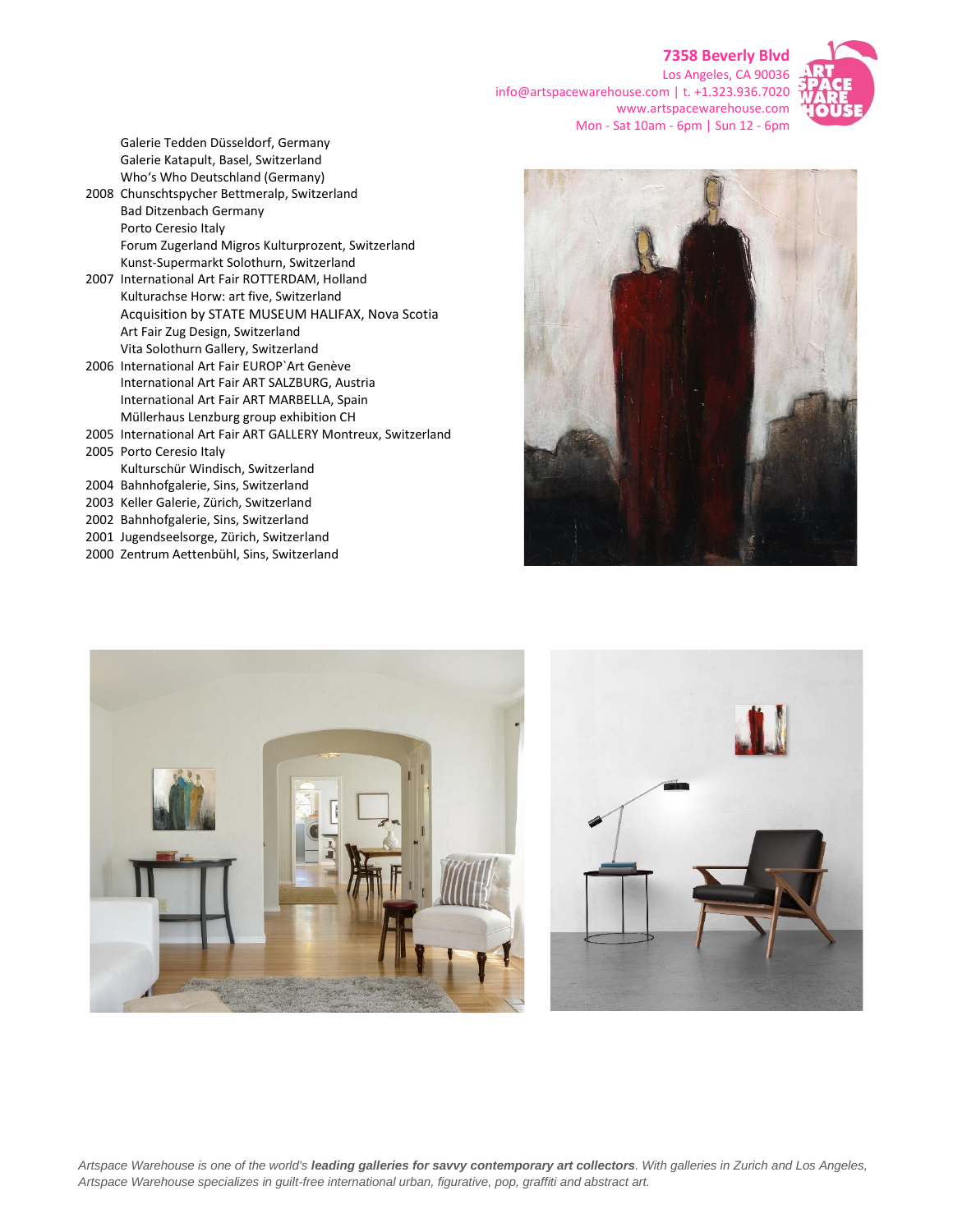Galerie Tedden Düsseldorf, Germany
Galerie Katapult, Basel, Switzerland
Who's Who Deutschland (Germany)

2008 Chunschtspycher Bettmeralp, Switzerland
Bad Ditzenbach Germany
Porto Ceresio Italy
Forum Zugerland Migros Kulturprozent, Switzerland
Kunst-Supermarkt Solothurn, Switzerland

2007 International Art Fair ROTTERDAM, Holland
Kulturachse Horw: art five, Switzerland
Acquisition by STATE MUSEUM HALIFAX, Nova Scotia
Art Fair Zug Design, Switzerland
Vita Solothurn Gallery, Switzerland

2006 International Art Fair EUROP`Art Genève
International Art Fair ART SALZBURG, Austria
International Art Fair ART MARBELLA, Spain
Müllerhaus Lenzburg group exhibition CH

2005 International Art Fair ART GALLERY Montreux, Switzerland

2005 Porto Ceresio Italy
Kulturschür Windisch, Switzerland

2004 Bahnhofgalerie, Sins, Switzerland

2003 Keller Galerie, Zürich, Switzerland

2002 Bahnhofgalerie, Sins, Switzerland

2001 Jugendseelsorge, Zürich, Switzerland

2000 Zentrum Aettenbühl, Sins, Switzerland

*Artspace Warehouse is one of the world's **leading galleries for savvy contemporary art collectors**. With galleries in Zurich and Los Angeles, Artspace Warehouse specializes in guilt-free international urban, figurative, pop, graffiti and abstract art.*